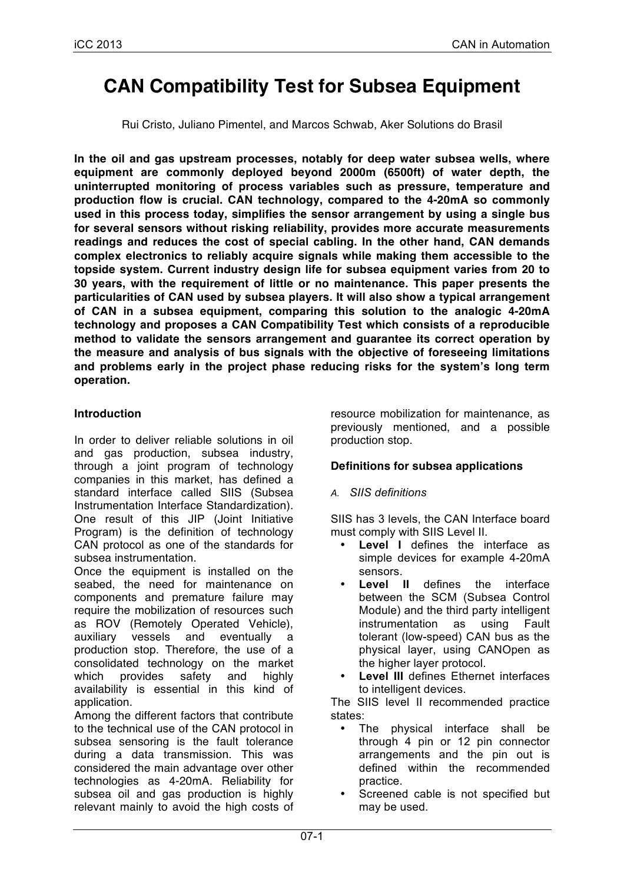# CAN Compatibility Test for Subsea Equipment

Rui Cristo, Juliano Pimentel, and Marcos Schwab, Aker Solutions do Brasil

**In the oil and gas upstream processes, notably for deep water subsea wells, where equipment are commonly deployed beyond 2000m (6500ft) of water depth, the uninterrupted monitoring of process variables such as pressure, temperature and production flow is crucial. CAN technology, compared to the 4-20mA so commonly used in this process today, simplifies the sensor arrangement by using a single bus for several sensors without risking reliability, provides more accurate measurements readings and reduces the cost of special cabling. In the other hand, CAN demands complex electronics to reliably acquire signals while making them accessible to the topside system. Current industry design life for subsea equipment varies from 20 to 30 years, with the requirement of little or no maintenance. This paper presents the particularities of CAN used by subsea players. It will also show a typical arrangement of CAN in a subsea equipment, comparing this solution to the analogic 4-20mA technology and proposes a CAN Compatibility Test which consists of a reproducible method to validate the sensors arrangement and guarantee its correct operation by the measure and analysis of bus signals with the objective of foreseeing limitations and problems early in the project phase reducing risks for the system's long term operation.**

## Introduction

In order to deliver reliable solutions in oil and gas production, subsea industry, through a joint program of technology companies in this market, has defined a standard interface called SIIS (Subsea Instrumentation Interface Standardization). One result of this JIP (Joint Initiative Program) is the definition of technology CAN protocol as one of the standards for subsea instrumentation.

Once the equipment is installed on the seabed, the need for maintenance on components and premature failure may require the mobilization of resources such as ROV (Remotely Operated Vehicle), auxiliary vessels and eventually a production stop. Therefore, the use of a consolidated technology on the market which provides safety and highly availability is essential in this kind of application.

Among the different factors that contribute to the technical use of the CAN protocol in subsea sensoring is the fault tolerance during a data transmission. This was considered the main advantage over other technologies as 4-20mA. Reliability for subsea oil and gas production is highly relevant mainly to avoid the high costs of resource mobilization for maintenance, as previously mentioned, and a possible production stop.

## Definitions for subsea applications

*A. SIIS definitions*

SIIS has 3 levels, the CAN Interface board must comply with SIIS Level II.

- **Level I** defines the interface as simple devices for example 4-20mA sensors.
- **Level II** defines the interface between the SCM (Subsea Control Module) and the third party intelligent instrumentation as using Fault tolerant (low-speed) CAN bus as the physical layer, using CANOpen as the higher layer protocol.
- **Level III** defines Ethernet interfaces to intelligent devices.

The SIIS level II recommended practice states:

- The physical interface shall be through 4 pin or 12 pin connector arrangements and the pin out is defined within the recommended practice.
- Screened cable is not specified but may be used.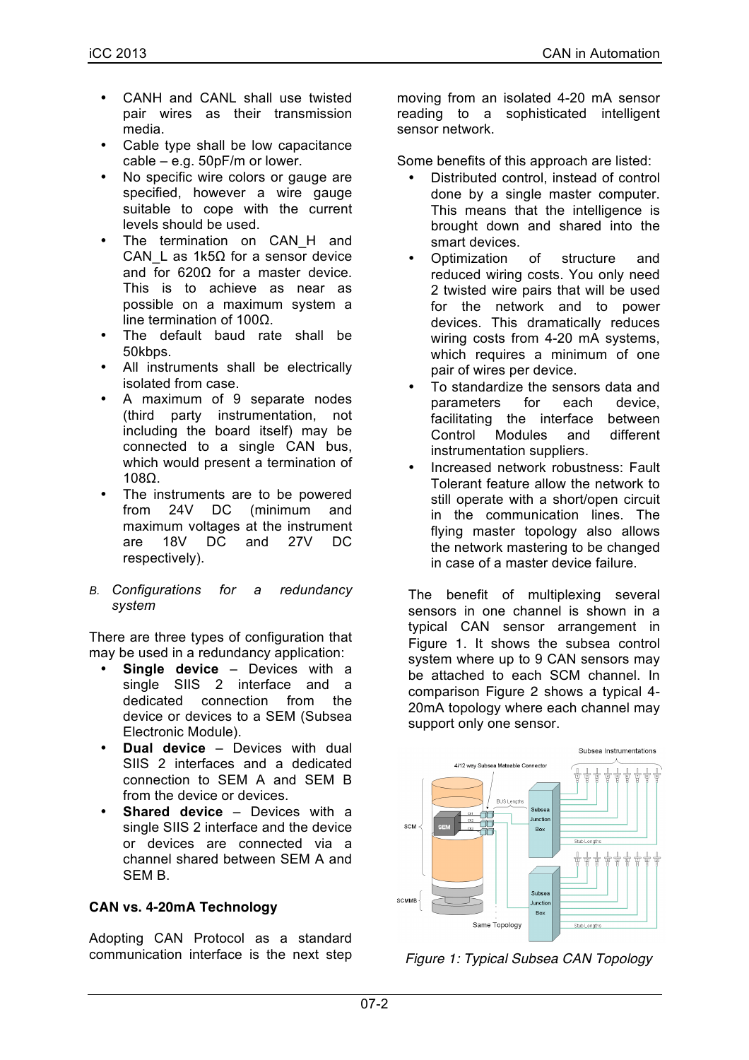- CANH and CANL shall use twisted pair wires as their transmission media.
- Cable type shall be low capacitance cable – e.g. 50pF/m or lower.
- No specific wire colors or gauge are specified, however a wire gauge suitable to cope with the current levels should be used.
- The termination on CAN_H and CAN_L as 1k5Ω for a sensor device and for 620Ω for a master device. This is to achieve as near as possible on a maximum system a line termination of 100Ω.
- The default baud rate shall be 50kbps.
- All instruments shall be electrically isolated from case.
- A maximum of 9 separate nodes (third party instrumentation, not including the board itself) may be connected to a single CAN bus, which would present a termination of 108Ω.
- The instruments are to be powered from 24V DC (minimum and maximum voltages at the instrument are 18V DC and 27V DC respectively).

### *B. Configurations for a redundancy system*

There are three types of configuration that may be used in a redundancy application:

- **Single device** – Devices with a single SIIS 2 interface and a dedicated connection from the device or devices to a SEM (Subsea Electronic Module).
- **Dual device** – Devices with dual SIIS 2 interfaces and a dedicated connection to SEM A and SEM B from the device or devices.
- **Shared device** – Devices with a single SIIS 2 interface and the device or devices are connected via a channel shared between SEM A and SEM B.

## CAN vs. 4-20mA Technology

Adopting CAN Protocol as a standard communication interface is the next step moving from an isolated 4-20 mA sensor reading to a sophisticated intelligent sensor network.

Some benefits of this approach are listed:

- Distributed control, instead of control done by a single master computer. This means that the intelligence is brought down and shared into the smart devices.
- Optimization of structure and reduced wiring costs. You only need 2 twisted wire pairs that will be used for the network and to power devices. This dramatically reduces wiring costs from 4-20 mA systems, which requires a minimum of one pair of wires per device.
- To standardize the sensors data and parameters for each device, facilitating the interface between Control Modules and different instrumentation suppliers.
- Increased network robustness: Fault Tolerant feature allow the network to still operate with a short/open circuit in the communication lines. The flying master topology also allows the network mastering to be changed in case of a master device failure.

The benefit of multiplexing several sensors in one channel is shown in a typical CAN sensor arrangement in Figure 1. It shows the subsea control system where up to 9 CAN sensors may be attached to each SCM channel. In comparison Figure 2 shows a typical 4-20mA topology where each channel may support only one sensor.

*Figure 1: Typical Subsea CAN Topology*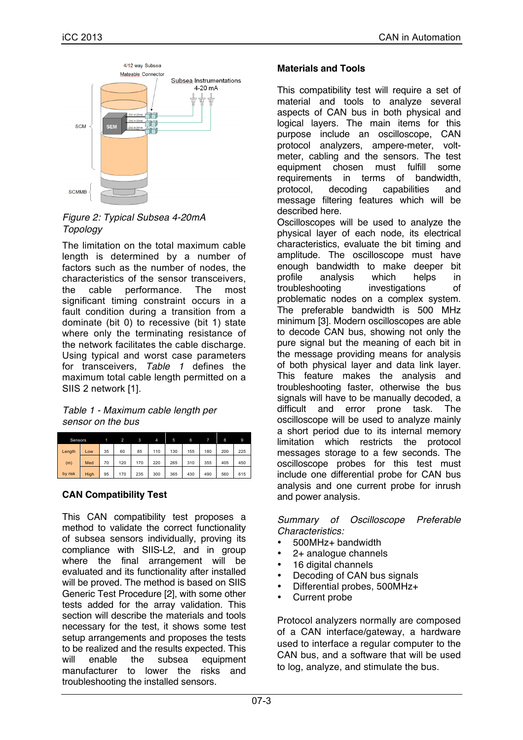Figure 2: *Typical Subsea 4-20mA Topology*

The limitation on the total maximum cable length is determined by a number of factors such as the number of nodes, the characteristics of the sensor transceivers, the cable performance. The most significant timing constraint occurs in a fault condition during a transition from a dominate (bit 0) to recessive (bit 1) state where only the terminating resistance of the network facilitates the cable discharge. Using typical and worst case parameters for transceivers, *Table 1* defines the maximum total cable length permitted on a SIIS 2 network [1].

*Table 1 - Maximum cable length per sensor on the bus*

| Sensors | | 1 | 2 | 3 | 4 | 5 | 6 | 7 | 8 | 9 |
|---|---|---|---|---|---|---|---|---|---|---|
| Length | Low | 35 | 60 | 85 | 110 | 130 | 155 | 180 | 200 | 225 |
| (m) | Med | 70 | 120 | 170 | 220 | 265 | 310 | 355 | 405 | 450 |
| by risk | High | 95 | 170 | 235 | 300 | 365 | 430 | 490 | 560 | 615 |

## CAN Compatibility Test

This CAN compatibility test proposes a method to validate the correct functionality of subsea sensors individually, proving its compliance with SIIS-L2, and in group where the final arrangement will be evaluated and its functionality after installed will be proved. The method is based on SIIS Generic Test Procedure [2], with some other tests added for the array validation. This section will describe the materials and tools necessary for the test, it shows some test setup arrangements and proposes the tests to be realized and the results expected. This will enable the subsea equipment manufacturer to lower the risks and troubleshooting the installed sensors.

### Materials and Tools

This compatibility test will require a set of material and tools to analyze several aspects of CAN bus in both physical and logical layers. The main items for this purpose include an oscilloscope, CAN protocol analyzers, ampere-meter, volt-meter, cabling and the sensors. The test equipment chosen must fulfill some requirements in terms of bandwidth, protocol, decoding capabilities and message filtering features which will be described here.

Oscilloscopes will be used to analyze the physical layer of each node, its electrical characteristics, evaluate the bit timing and amplitude. The oscilloscope must have enough bandwidth to make deeper bit profile analysis which helps in troubleshooting investigations of problematic nodes on a complex system. The preferable bandwidth is 500 MHz minimum [3]. Modern oscilloscopes are able to decode CAN bus, showing not only the pure signal but the meaning of each bit in the message providing means for analysis of both physical layer and data link layer. This feature makes the analysis and troubleshooting faster, otherwise the bus signals will have to be manually decoded, a difficult and error prone task. The oscilloscope will be used to analyze mainly a short period due to its internal memory limitation which restricts the protocol messages storage to a few seconds. The oscilloscope probes for this test must include one differential probe for CAN bus analysis and one current probe for inrush and power analysis.

*Summary of Oscilloscope Preferable Characteristics:*

- 500MHz+ bandwidth
- 2+ analogue channels
- 16 digital channels
- Decoding of CAN bus signals
- Differential probes, 500MHz+
- Current probe

Protocol analyzers normally are composed of a CAN interface/gateway, a hardware used to interface a regular computer to the CAN bus, and a software that will be used to log, analyze, and stimulate the bus.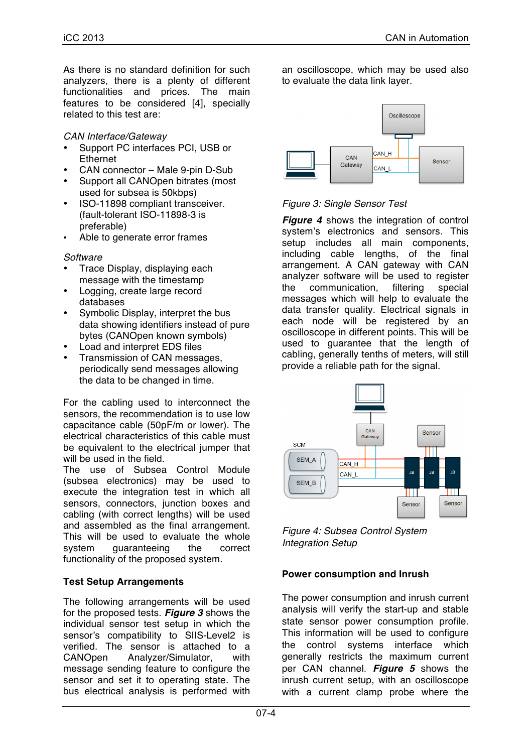As there is no standard definition for such analyzers, there is a plenty of different functionalities and prices. The main features to be considered [4], specially related to this test are:

*CAN Interface/Gateway*

- Support PC interfaces PCI, USB or Ethernet
- CAN connector – Male 9-pin D-Sub
- Support all CANOpen bitrates (most used for subsea is 50kbps)
- ISO-11898 compliant transceiver. (fault-tolerant ISO-11898-3 is preferable)
- Able to generate error frames

*Software*

- Trace Display, displaying each message with the timestamp
- Logging, create large record databases
- Symbolic Display, interpret the bus data showing identifiers instead of pure bytes (CANOpen known symbols)
- Load and interpret EDS files
- Transmission of CAN messages, periodically send messages allowing the data to be changed in time.

For the cabling used to interconnect the sensors, the recommendation is to use low capacitance cable (50pF/m or lower). The electrical characteristics of this cable must be equivalent to the electrical jumper that will be used in the field.

The use of Subsea Control Module (subsea electronics) may be used to execute the integration test in which all sensors, connectors, junction boxes and cabling (with correct lengths) will be used and assembled as the final arrangement. This will be used to evaluate the whole system guaranteeing the correct functionality of the proposed system.

### Test Setup Arrangements

The following arrangements will be used for the proposed tests. ***Figure 3*** shows the individual sensor test setup in which the sensor's compatibility to SIIS-Level2 is verified. The sensor is attached to a CANOpen Analyzer/Simulator, with message sending feature to configure the sensor and set it to operating state. The bus electrical analysis is performed with an oscilloscope, which may be used also to evaluate the data link layer.

*Figure 3: Single Sensor Test*

***Figure 4*** shows the integration of control system's electronics and sensors. This setup includes all main components, including cable lengths, of the final arrangement. A CAN gateway with CAN analyzer software will be used to register the communication, filtering special messages which will help to evaluate the data transfer quality. Electrical signals in each node will be registered by an oscilloscope in different points. This will be used to guarantee that the length of cabling, generally tenths of meters, will still provide a reliable path for the signal.

*Figure 4: Subsea Control System Integration Setup*

### Power consumption and Inrush

The power consumption and inrush current analysis will verify the start-up and stable state sensor power consumption profile. This information will be used to configure the control systems interface which generally restricts the maximum current per CAN channel. ***Figure 5*** shows the inrush current setup, with an oscilloscope with a current clamp probe where the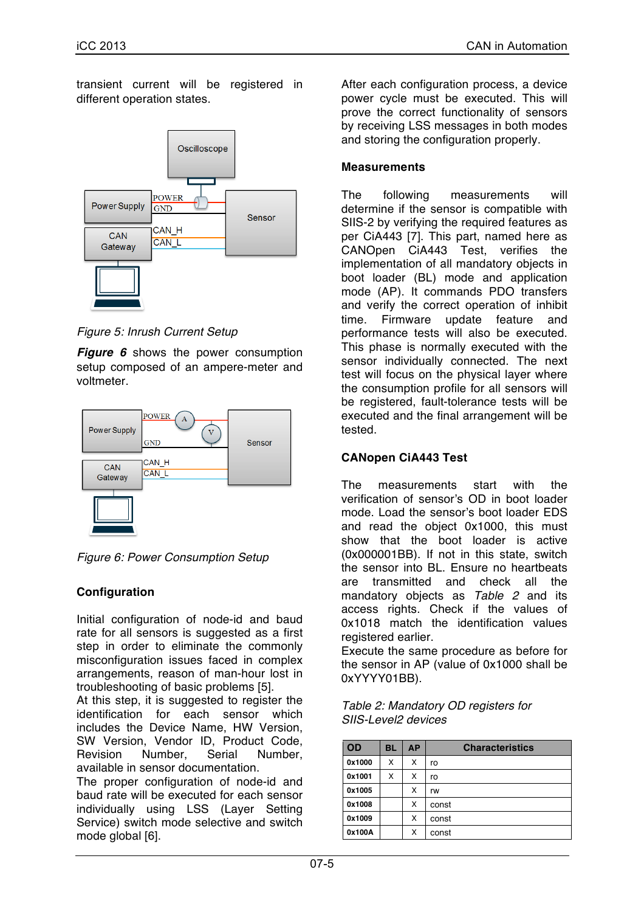transient current will be registered in different operation states.

*Figure 5: Inrush Current Setup*

***Figure 6*** shows the power consumption setup composed of an ampere-meter and voltmeter.

*Figure 6: Power Consumption Setup*

### Configuration

Initial configuration of node-id and baud rate for all sensors is suggested as a first step in order to eliminate the commonly misconfiguration issues faced in complex arrangements, reason of man-hour lost in troubleshooting of basic problems [5].
At this step, it is suggested to register the identification for each sensor which includes the Device Name, HW Version, SW Version, Vendor ID, Product Code, Revision Number, Serial Number, available in sensor documentation.
The proper configuration of node-id and baud rate will be executed for each sensor individually using LSS (Layer Setting Service) switch mode selective and switch mode global [6].

After each configuration process, a device power cycle must be executed. This will prove the correct functionality of sensors by receiving LSS messages in both modes and storing the configuration properly.

### Measurements

The following measurements will determine if the sensor is compatible with SIIS-2 by verifying the required features as per CiA443 [7]. This part, named here as CANOpen CiA443 Test, verifies the implementation of all mandatory objects in boot loader (BL) mode and application mode (AP). It commands PDO transfers and verify the correct operation of inhibit time. Firmware update feature and performance tests will also be executed. This phase is normally executed with the sensor individually connected. The next test will focus on the physical layer where the consumption profile for all sensors will be registered, fault-tolerance tests will be executed and the final arrangement will be tested.

### CANopen CiA443 Test

The measurements start with the verification of sensor's OD in boot loader mode. Load the sensor's boot loader EDS and read the object 0x1000, this must show that the boot loader is active (0x000001BB). If not in this state, switch the sensor into BL. Ensure no heartbeats are transmitted and check all the mandatory objects as *Table 2* and its access rights. Check if the values of 0x1018 match the identification values registered earlier.
Execute the same procedure as before for the sensor in AP (value of 0x1000 shall be 0xYYYY01BB).

*Table 2: Mandatory OD registers for SIIS-Level2 devices*

| OD | BL | AP | Characteristics |
|---|---|---|---|
| 0x1000 | X | X | ro |
| 0x1001 | X | X | ro |
| 0x1005 | | X | rw |
| 0x1008 | | X | const |
| 0x1009 | | X | const |
| 0x100A | | X | const |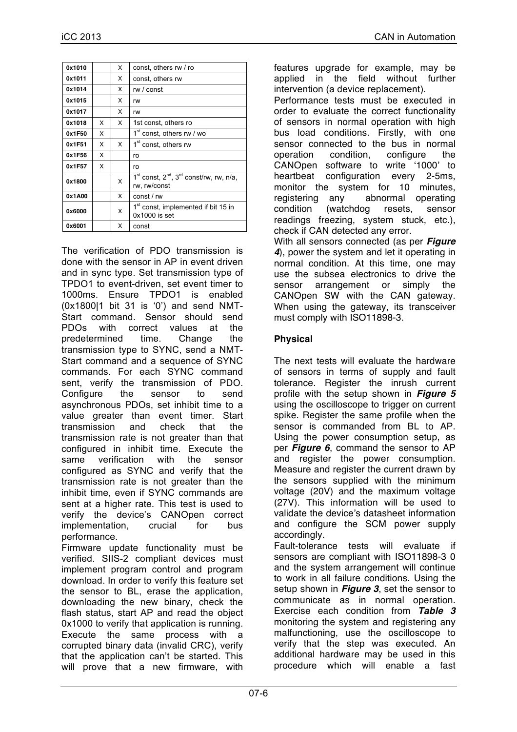| 0x1010 | | X | const, others rw / ro |
|---|---|---|---|
| 0x1011 | | X | const, others rw |
| 0x1014 | | X | rw / const |
| 0x1015 | | X | rw |
| 0x1017 | | X | rw |
| 0x1018 | X | X | 1st const, others ro |
| 0x1F50 | X | | 1st const, others rw / wo |
| 0x1F51 | X | X | 1st const, others rw |
| 0x1F56 | X | | ro |
| 0x1F57 | X | | ro |
| 0x1800 | | X | 1st const, 2nd, 3rd const/rw, rw, n/a, rw, rw/const |
| 0x1A00 | | X | const / rw |
| 0x6000 | | X | 1st const, implemented if bit 15 in 0x1000 is set |
| 0x6001 | | X | const |

The verification of PDO transmission is done with the sensor in AP in event driven and in sync type. Set transmission type of TPDO1 to event-driven, set event timer to 1000ms. Ensure TPDO1 is enabled (0x1800|1 bit 31 is '0') and send NMT-Start command. Sensor should send PDOs with correct values at the predetermined time. Change the transmission type to SYNC, send a NMT-Start command and a sequence of SYNC commands. For each SYNC command sent, verify the transmission of PDO. Configure the sensor to send asynchronous PDOs, set inhibit time to a value greater than event timer. Start transmission and check that the transmission rate is not greater than that configured in inhibit time. Execute the same verification with the sensor configured as SYNC and verify that the transmission rate is not greater than the inhibit time, even if SYNC commands are sent at a higher rate. This test is used to verify the device's CANOpen correct implementation, crucial for bus performance.

Firmware update functionality must be verified. SIIS-2 compliant devices must implement program control and program download. In order to verify this feature set the sensor to BL, erase the application, downloading the new binary, check the flash status, start AP and read the object 0x1000 to verify that application is running. Execute the same process with a corrupted binary data (invalid CRC), verify that the application can't be started. This will prove that a new firmware, with features upgrade for example, may be applied in the field without further intervention (a device replacement).

Performance tests must be executed in order to evaluate the correct functionality of sensors in normal operation with high bus load conditions. Firstly, with one sensor connected to the bus in normal operation condition, configure the CANOpen software to write '1000' to heartbeat configuration every 2-5ms, monitor the system for 10 minutes, registering any abnormal operating condition (watchdog resets, sensor readings freezing, system stuck, etc.), check if CAN detected any error.

With all sensors connected (as per ***Figure 4***), power the system and let it operating in normal condition. At this time, one may use the subsea electronics to drive the sensor arrangement or simply the CANOpen SW with the CAN gateway. When using the gateway, its transceiver must comply with ISO11898-3.

### Physical

The next tests will evaluate the hardware of sensors in terms of supply and fault tolerance. Register the inrush current profile with the setup shown in ***Figure 5*** using the oscilloscope to trigger on current spike. Register the same profile when the sensor is commanded from BL to AP. Using the power consumption setup, as per ***Figure 6***, command the sensor to AP and register the power consumption. Measure and register the current drawn by the sensors supplied with the minimum voltage (20V) and the maximum voltage (27V). This information will be used to validate the device's datasheet information and configure the SCM power supply accordingly.

Fault-tolerance tests will evaluate if sensors are compliant with ISO11898-3 0 and the system arrangement will continue to work in all failure conditions. Using the setup shown in ***Figure 3***, set the sensor to communicate as in normal operation. Exercise each condition from ***Table 3*** monitoring the system and registering any malfunctioning, use the oscilloscope to verify that the step was executed. An additional hardware may be used in this procedure which will enable a fast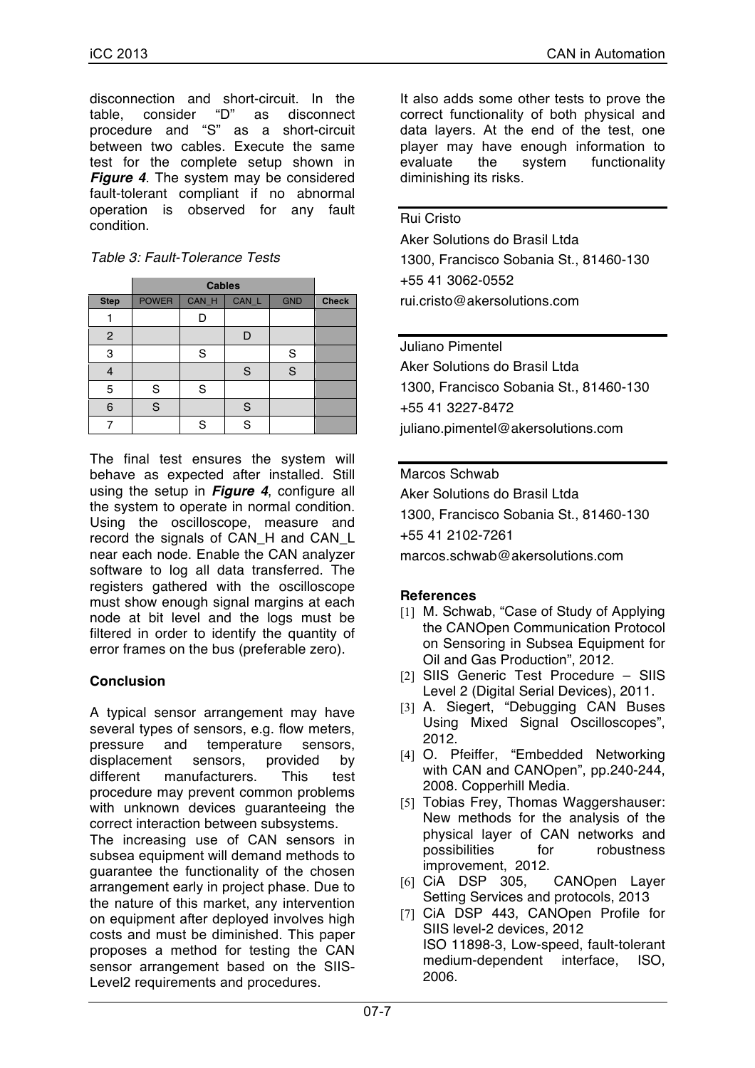disconnection and short-circuit. In the table, consider "D" as disconnect procedure and "S" as a short-circuit between two cables. Execute the same test for the complete setup shown in ***Figure 4***. The system may be considered fault-tolerant compliant if no abnormal operation is observed for any fault condition.

*Table 3: Fault-Tolerance Tests*

| | Cables | | | | |
|---|---|---|---|---|---|
| **Step** | POWER | CAN_H | CAN_L | GND | **Check** |
| 1 | | D | | | |
| 2 | | | D | | |
| 3 | | S | | S | |
| 4 | | | S | S | |
| 5 | S | S | | | |
| 6 | S | | S | | |
| 7 | | S | S | | |

The final test ensures the system will behave as expected after installed. Still using the setup in ***Figure 4***, configure all the system to operate in normal condition. Using the oscilloscope, measure and record the signals of CAN_H and CAN_L near each node. Enable the CAN analyzer software to log all data transferred. The registers gathered with the oscilloscope must show enough signal margins at each node at bit level and the logs must be filtered in order to identify the quantity of error frames on the bus (preferable zero).

## Conclusion

A typical sensor arrangement may have several types of sensors, e.g. flow meters, pressure and temperature sensors, displacement sensors, provided by different manufacturers. This test procedure may prevent common problems with unknown devices guaranteeing the correct interaction between subsystems.
The increasing use of CAN sensors in subsea equipment will demand methods to guarantee the functionality of the chosen arrangement early in project phase. Due to the nature of this market, any intervention on equipment after deployed involves high costs and must be diminished. This paper proposes a method for testing the CAN sensor arrangement based on the SIIS-Level2 requirements and procedures.

It also adds some other tests to prove the correct functionality of both physical and data layers. At the end of the test, one player may have enough information to evaluate the system functionality diminishing its risks.

Rui Cristo
Aker Solutions do Brasil Ltda
1300, Francisco Sobania St., 81460-130
+55 41 3062-0552
rui.cristo@akersolutions.com

Juliano Pimentel
Aker Solutions do Brasil Ltda
1300, Francisco Sobania St., 81460-130
+55 41 3227-8472
juliano.pimentel@akersolutions.com

Marcos Schwab
Aker Solutions do Brasil Ltda
1300, Francisco Sobania St., 81460-130
+55 41 2102-7261
marcos.schwab@akersolutions.com

## References

[1] M. Schwab, "Case of Study of Applying the CANOpen Communication Protocol on Sensoring in Subsea Equipment for Oil and Gas Production", 2012.
[2] SIIS Generic Test Procedure – SIIS Level 2 (Digital Serial Devices), 2011.
[3] A. Siegert, "Debugging CAN Buses Using Mixed Signal Oscilloscopes", 2012.
[4] O. Pfeiffer, "Embedded Networking with CAN and CANOpen", pp.240-244, 2008. Copperhill Media.
[5] Tobias Frey, Thomas Waggershauser: New methods for the analysis of the physical layer of CAN networks and possibilities for robustness improvement, 2012.
[6] CiA DSP 305, CANOpen Layer Setting Services and protocols, 2013
[7] CiA DSP 443, CANOpen Profile for SIIS level-2 devices, 2012
ISO 11898-3, Low-speed, fault-tolerant medium-dependent interface, ISO, 2006.